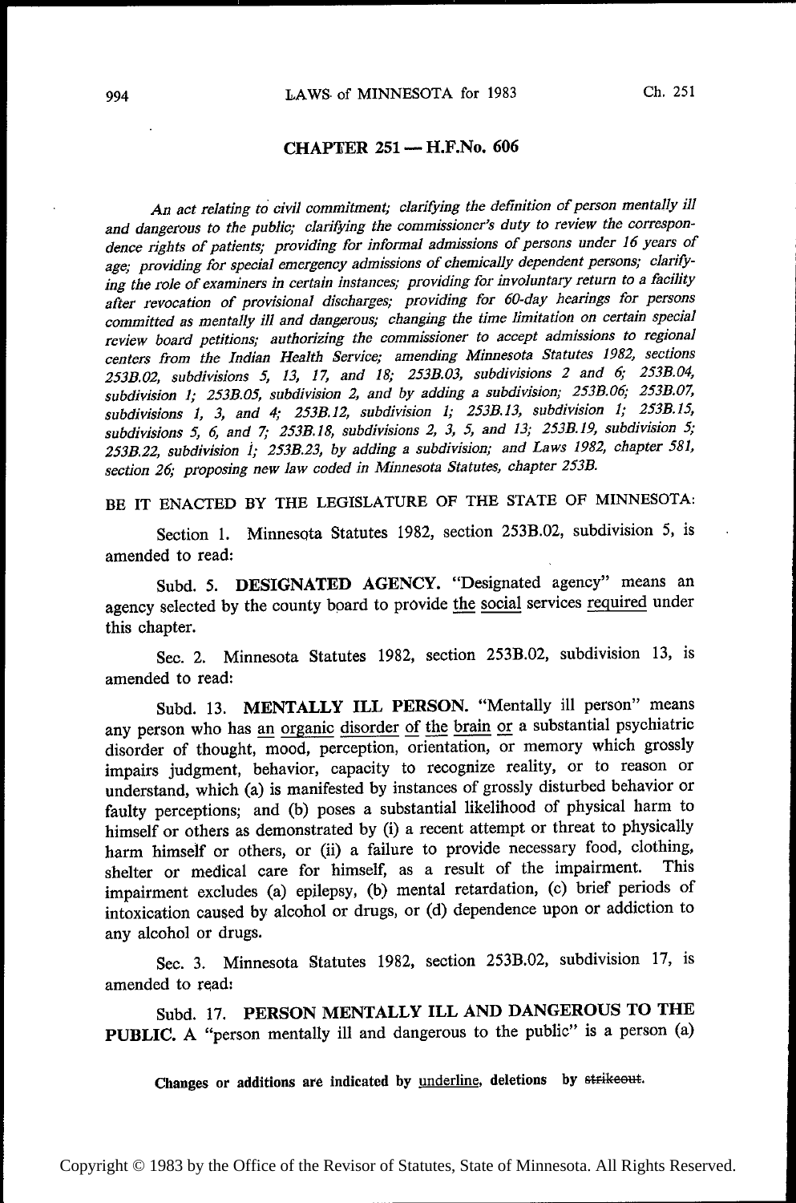## CHAPTER 251 — H.F.No. 606

*An act relating to civil commitment; clarifying the definition of person mentally ill and dangerous to the public; clarifying the commissioner's duty to review the correspondence rights of patients; providing for informal admissions of persons under 16 years of age; providing for special emergency admissions of chemically dependent persons; clarifying the role of examiners in certain instances; providing for involuntary return to a facility after revocation of provisional discharges; providing for 60-day hearings for persons committed as mentally ill and dangerous; changing the time limitation on certain special review board petitions; authorizing the commissioner to accept admissions to regional centers from the Indian Health Service; amending Minnesota Statutes 1982, sections 253B.02, subdivisions 5, 13, 17, and 18; 253B.03, subdivisions 2 and 6; 253B.04, subdivision 1; 253B.05, subdivision 2, and by adding a subdivision; 253B.06; 253B.07, subdivisions 1, 3, and 4; 253B.12, subdivision 1; 253B.13, subdivision 1; 253B.15, subdivisions 5, 6, and 7; 253B.18, subdivisions 2, 3, 5, and 13; 253B.19, subdivision 5; 253B.22, subdivision 1; 253B.23, by adding a subdivision; and Laws 1982, chapter 581, section 26; proposing new law coded in Minnesota Statutes, chapter 253B.*

BE IT ENACTED BY THE LEGISLATURE OF THE STATE OF MINNESOTA:

Section 1. Minnesota Statutes 1982, section 253B.02, subdivision 5, is amended to read:

Subd. 5. **DESIGNATED AGENCY.** "Designated agency" means an agency selected by the county board to provide the social services required under this chapter.

Sec. 2. Minnesota Statutes 1982, section 253B.02, subdivision 13, is amended to read:

Subd. 13. **MENTALLY ILL PERSON.** "Mentally ill person" means any person who has an organic disorder of the brain or a substantial psychiatric disorder of thought, mood, perception, orientation, or memory which grossly impairs judgment, behavior, capacity to recognize reality, or to reason or understand, which (a) is manifested by instances of grossly disturbed behavior or faulty perceptions; and (b) poses a substantial likelihood of physical harm to himself or others as demonstrated by (i) a recent attempt or threat to physically harm himself or others, or (ii) a failure to provide necessary food, clothing, shelter or medical care for himself, as a result of the impairment. This impairment excludes (a) epilepsy, (b) mental retardation, (c) brief periods of intoxication caused by alcohol or drugs, or (d) dependence upon or addiction to any alcohol or drugs.

Sec. 3. Minnesota Statutes 1982, section 253B.02, subdivision 17, is amended to read:

Subd. 17. **PERSON MENTALLY ILL AND DANGEROUS TO THE PUBLIC.** A "person mentally ill and dangerous to the public" is a person (a)

Changes or additions are indicated by underline, deletions by ~~strikeout~~.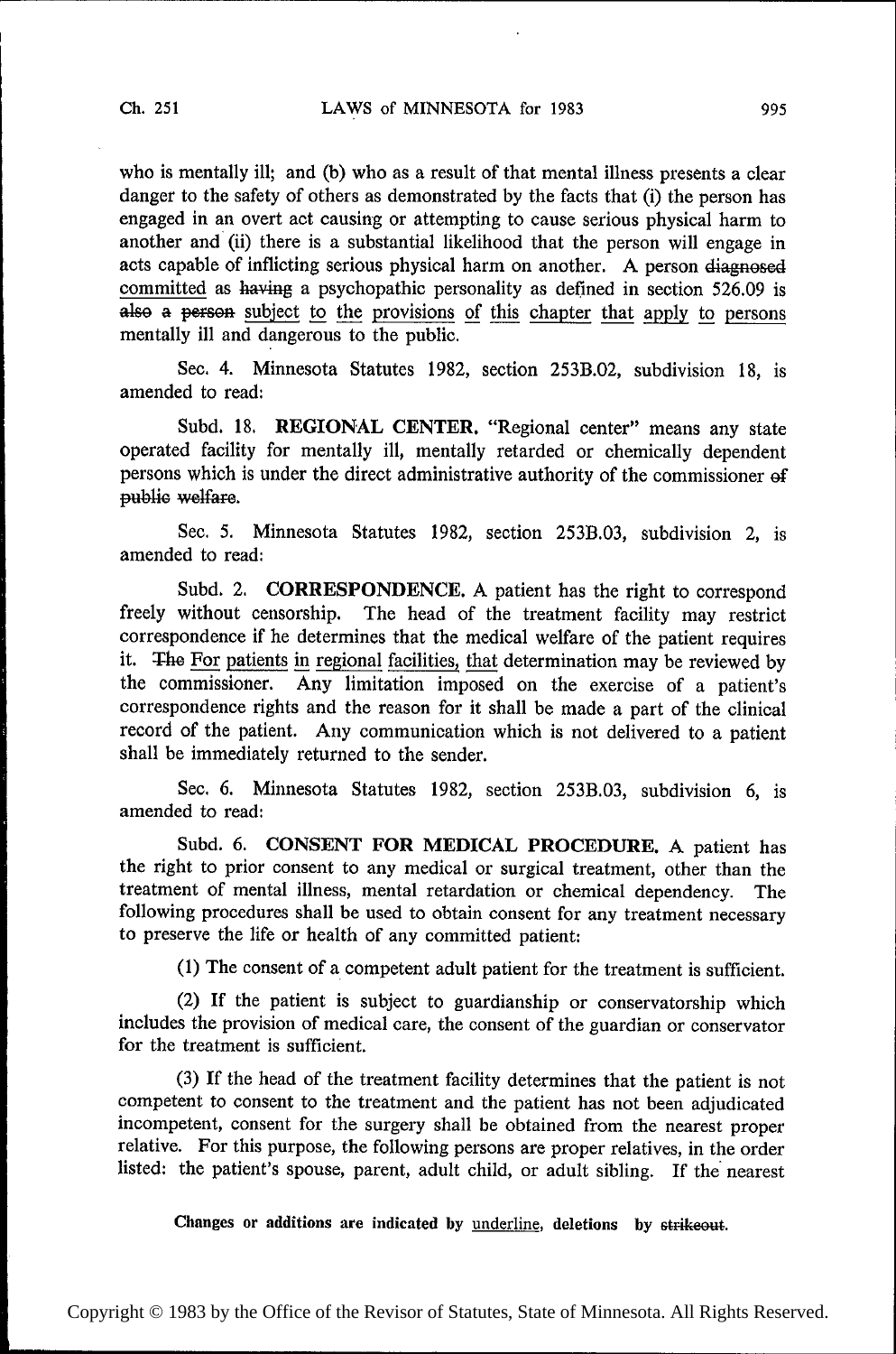who is mentally ill; and (b) who as a result of that mental illness presents a clear danger to the safety of others as demonstrated by the facts that (i) the person has engaged in an overt act causing or attempting to cause serious physical harm to another and (ii) there is a substantial likelihood that the person will engage in acts capable of inflicting serious physical harm on another. A person ~~diagnosed~~ committed as ~~having~~ a psychopathic personality as defined in section 526.09 is ~~also a person~~ subject to the provisions of this chapter that apply to persons mentally ill and dangerous to the public.

Sec. 4. Minnesota Statutes 1982, section 253B.02, subdivision 18, is amended to read:

Subd. 18. **REGIONAL CENTER.** "Regional center" means any state operated facility for mentally ill, mentally retarded or chemically dependent persons which is under the direct administrative authority of the commissioner ~~of public welfare~~.

Sec. 5. Minnesota Statutes 1982, section 253B.03, subdivision 2, is amended to read:

Subd. 2. **CORRESPONDENCE.** A patient has the right to correspond freely without censorship. The head of the treatment facility may restrict correspondence if he determines that the medical welfare of the patient requires it. ~~The~~ For patients in regional facilities, that determination may be reviewed by the commissioner. Any limitation imposed on the exercise of a patient's correspondence rights and the reason for it shall be made a part of the clinical record of the patient. Any communication which is not delivered to a patient shall be immediately returned to the sender.

Sec. 6. Minnesota Statutes 1982, section 253B.03, subdivision 6, is amended to read:

Subd. 6. **CONSENT FOR MEDICAL PROCEDURE.** A patient has the right to prior consent to any medical or surgical treatment, other than the treatment of mental illness, mental retardation or chemical dependency. The following procedures shall be used to obtain consent for any treatment necessary to preserve the life or health of any committed patient:

(1) The consent of a competent adult patient for the treatment is sufficient.

(2) If the patient is subject to guardianship or conservatorship which includes the provision of medical care, the consent of the guardian or conservator for the treatment is sufficient.

(3) If the head of the treatment facility determines that the patient is not competent to consent to the treatment and the patient has not been adjudicated incompetent, consent for the surgery shall be obtained from the nearest proper relative. For this purpose, the following persons are proper relatives, in the order listed: the patient's spouse, parent, adult child, or adult sibling. If the nearest

Changes or additions are indicated by underline, deletions by ~~strikeout~~.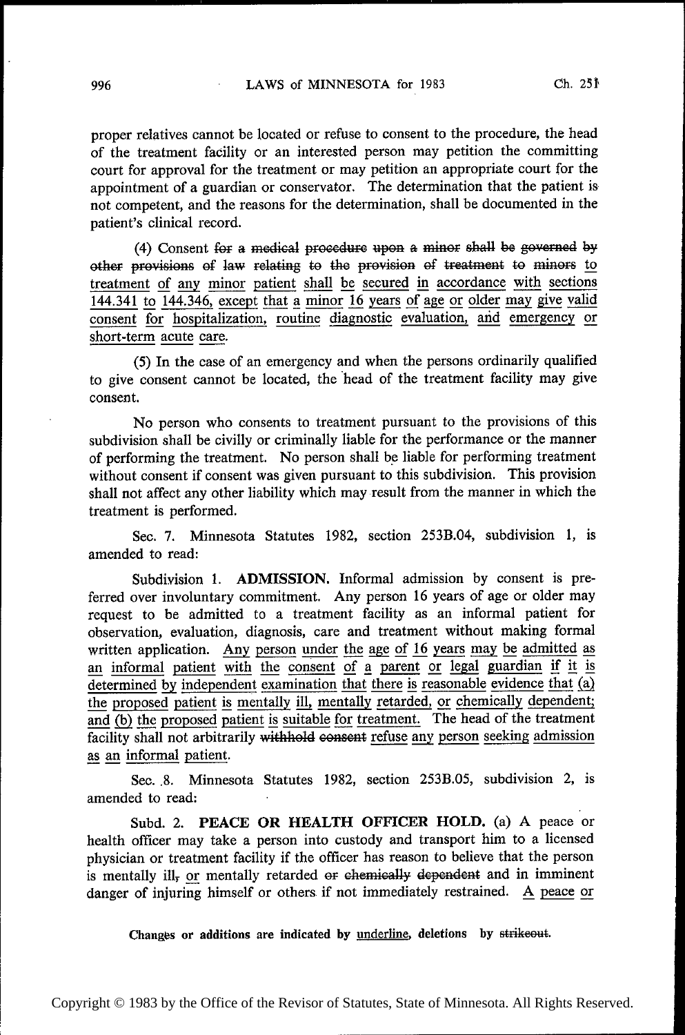proper relatives cannot be located or refuse to consent to the procedure, the head of the treatment facility or an interested person may petition the committing court for approval for the treatment or may petition an appropriate court for the appointment of a guardian or conservator. The determination that the patient is not competent, and the reasons for the determination, shall be documented in the patient's clinical record.

(4) Consent ~~for a medical procedure upon a minor shall be governed by other provisions of law relating to the provision of treatment to minors~~ <u>to treatment of any minor patient shall be secured in accordance with sections 144.341 to 144.346, except that a minor 16 years of age or older may give valid consent for hospitalization, routine diagnostic evaluation, and emergency or short-term acute care.</u>

(5) In the case of an emergency and when the persons ordinarily qualified to give consent cannot be located, the head of the treatment facility may give consent.

No person who consents to treatment pursuant to the provisions of this subdivision shall be civilly or criminally liable for the performance or the manner of performing the treatment. No person shall be liable for performing treatment without consent if consent was given pursuant to this subdivision. This provision shall not affect any other liability which may result from the manner in which the treatment is performed.

Sec. 7. Minnesota Statutes 1982, section 253B.04, subdivision 1, is amended to read:

Subdivision 1. **ADMISSION.** Informal admission by consent is preferred over involuntary commitment. Any person 16 years of age or older may request to be admitted to a treatment facility as an informal patient for observation, evaluation, diagnosis, care and treatment without making formal written application. <u>Any person under the age of 16 years may be admitted as an informal patient with the consent of a parent or legal guardian if it is determined by independent examination that there is reasonable evidence that (a) the proposed patient is mentally ill, mentally retarded, or chemically dependent; and (b) the proposed patient is suitable for treatment.</u> The head of the treatment facility shall not arbitrarily ~~withhold consent~~ <u>refuse any person seeking admission as an informal patient</u>.

Sec. 8. Minnesota Statutes 1982, section 253B.05, subdivision 2, is amended to read:

Subd. 2. **PEACE OR HEALTH OFFICER HOLD.** (a) A peace or health officer may take a person into custody and transport him to a licensed physician or treatment facility if the officer has reason to believe that the person is mentally ill~~,~~ <u>or</u> mentally retarded ~~or chemically dependent~~ and in imminent danger of injuring himself or others if not immediately restrained. <u>A peace or</u>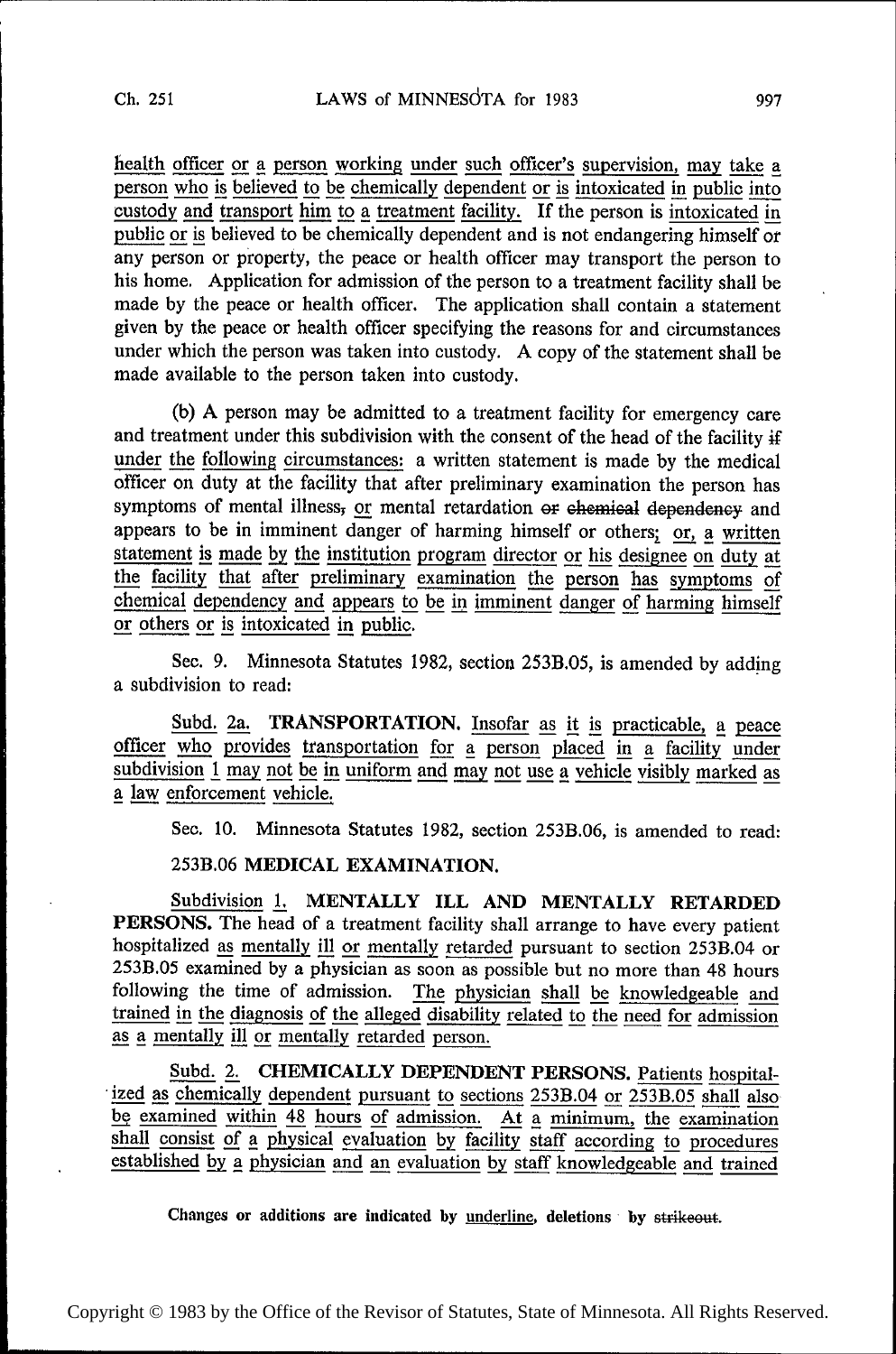health officer or a person working under such officer's supervision, may take a person who is believed to be chemically dependent or is intoxicated in public into custody and transport him to a treatment facility. If the person is intoxicated in public or is believed to be chemically dependent and is not endangering himself or any person or property, the peace or health officer may transport the person to his home. Application for admission of the person to a treatment facility shall be made by the peace or health officer. The application shall contain a statement given by the peace or health officer specifying the reasons for and circumstances under which the person was taken into custody. A copy of the statement shall be made available to the person taken into custody.

(b) A person may be admitted to a treatment facility for emergency care and treatment under this subdivision with the consent of the head of the facility ~~if~~ under the following circumstances: a written statement is made by the medical officer on duty at the facility that after preliminary examination the person has symptoms of mental illness~~,~~ or mental retardation ~~or chemical dependency~~ and appears to be in imminent danger of harming himself or others; or, a written statement is made by the institution program director or his designee on duty at the facility that after preliminary examination the person has symptoms of chemical dependency and appears to be in imminent danger of harming himself or others or is intoxicated in public.

Sec. 9. Minnesota Statutes 1982, section 253B.05, is amended by adding a subdivision to read:

Subd. 2a. **TRANSPORTATION.** Insofar as it is practicable, a peace officer who provides transportation for a person placed in a facility under subdivision 1 may not be in uniform and may not use a vehicle visibly marked as a law enforcement vehicle.

Sec. 10. Minnesota Statutes 1982, section 253B.06, is amended to read:

253B.06 **MEDICAL EXAMINATION.**

Subdivision 1. **MENTALLY ILL AND MENTALLY RETARDED PERSONS.** The head of a treatment facility shall arrange to have every patient hospitalized as mentally ill or mentally retarded pursuant to section 253B.04 or 253B.05 examined by a physician as soon as possible but no more than 48 hours following the time of admission. The physician shall be knowledgeable and trained in the diagnosis of the alleged disability related to the need for admission as a mentally ill or mentally retarded person.

Subd. 2. **CHEMICALLY DEPENDENT PERSONS.** Patients hospitalized as chemically dependent pursuant to sections 253B.04 or 253B.05 shall also be examined within 48 hours of admission. At a minimum, the examination shall consist of a physical evaluation by facility staff according to procedures established by a physician and an evaluation by staff knowledgeable and trained

Changes or additions are indicated by underline, deletions by ~~strikeout~~.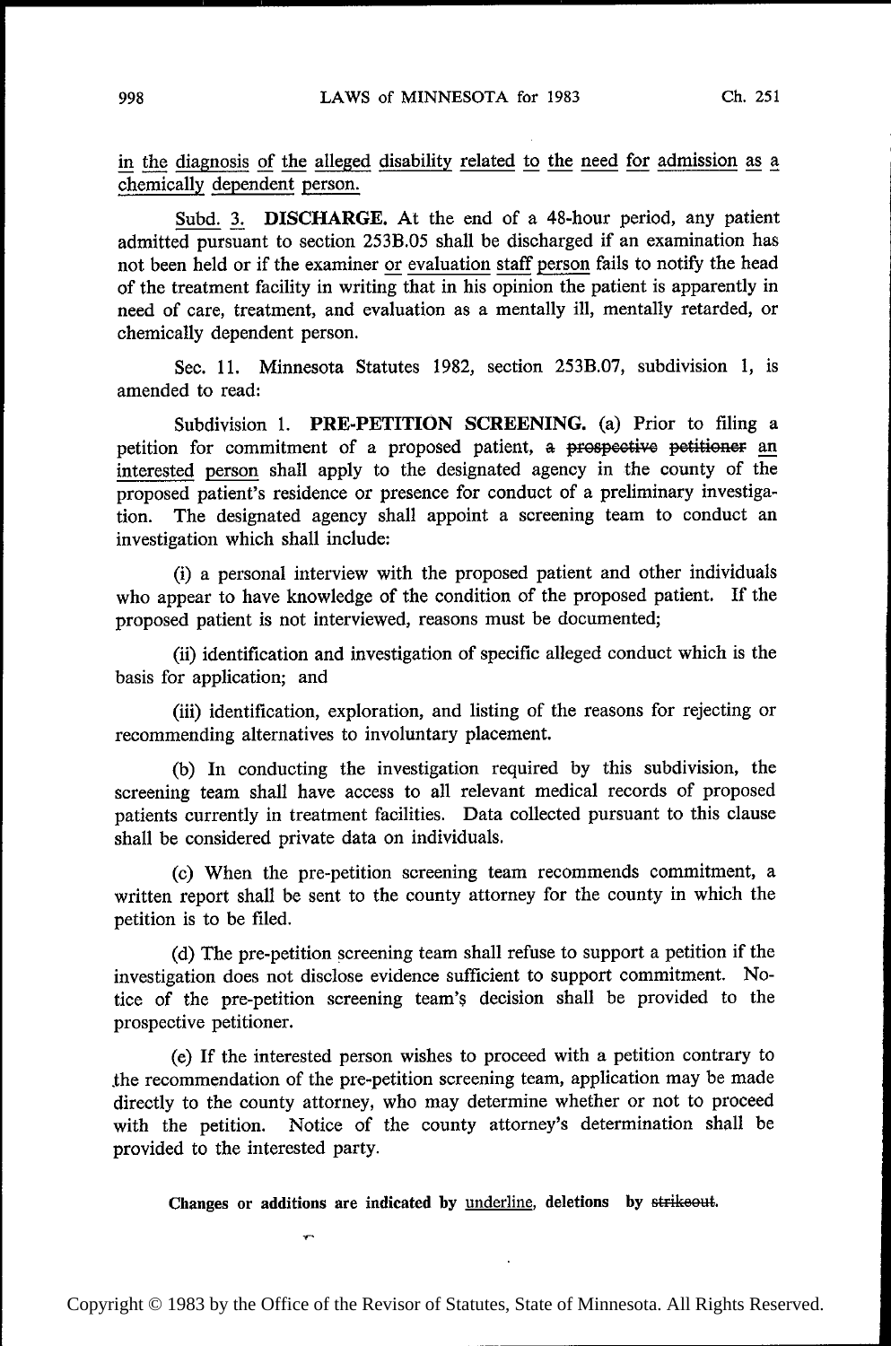in the diagnosis of the alleged disability related to the need for admission as a chemically dependent person.

Subd. 3. **DISCHARGE.** At the end of a 48-hour period, any patient admitted pursuant to section 253B.05 shall be discharged if an examination has not been held or if the examiner or evaluation staff person fails to notify the head of the treatment facility in writing that in his opinion the patient is apparently in need of care, treatment, and evaluation as a mentally ill, mentally retarded, or chemically dependent person.

Sec. 11. Minnesota Statutes 1982, section 253B.07, subdivision 1, is amended to read:

Subdivision 1. **PRE-PETITION SCREENING.** (a) Prior to filing a petition for commitment of a proposed patient, ~~a prospective petitioner~~ an interested person shall apply to the designated agency in the county of the proposed patient's residence or presence for conduct of a preliminary investigation. The designated agency shall appoint a screening team to conduct an investigation which shall include:

(i) a personal interview with the proposed patient and other individuals who appear to have knowledge of the condition of the proposed patient. If the proposed patient is not interviewed, reasons must be documented;

(ii) identification and investigation of specific alleged conduct which is the basis for application; and

(iii) identification, exploration, and listing of the reasons for rejecting or recommending alternatives to involuntary placement.

(b) In conducting the investigation required by this subdivision, the screening team shall have access to all relevant medical records of proposed patients currently in treatment facilities. Data collected pursuant to this clause shall be considered private data on individuals.

(c) When the pre-petition screening team recommends commitment, a written report shall be sent to the county attorney for the county in which the petition is to be filed.

(d) The pre-petition screening team shall refuse to support a petition if the investigation does not disclose evidence sufficient to support commitment. Notice of the pre-petition screening team's decision shall be provided to the prospective petitioner.

(e) If the interested person wishes to proceed with a petition contrary to the recommendation of the pre-petition screening team, application may be made directly to the county attorney, who may determine whether or not to proceed with the petition. Notice of the county attorney's determination shall be provided to the interested party.

**Changes or additions are indicated by** underline, **deletions by** ~~strikeout~~.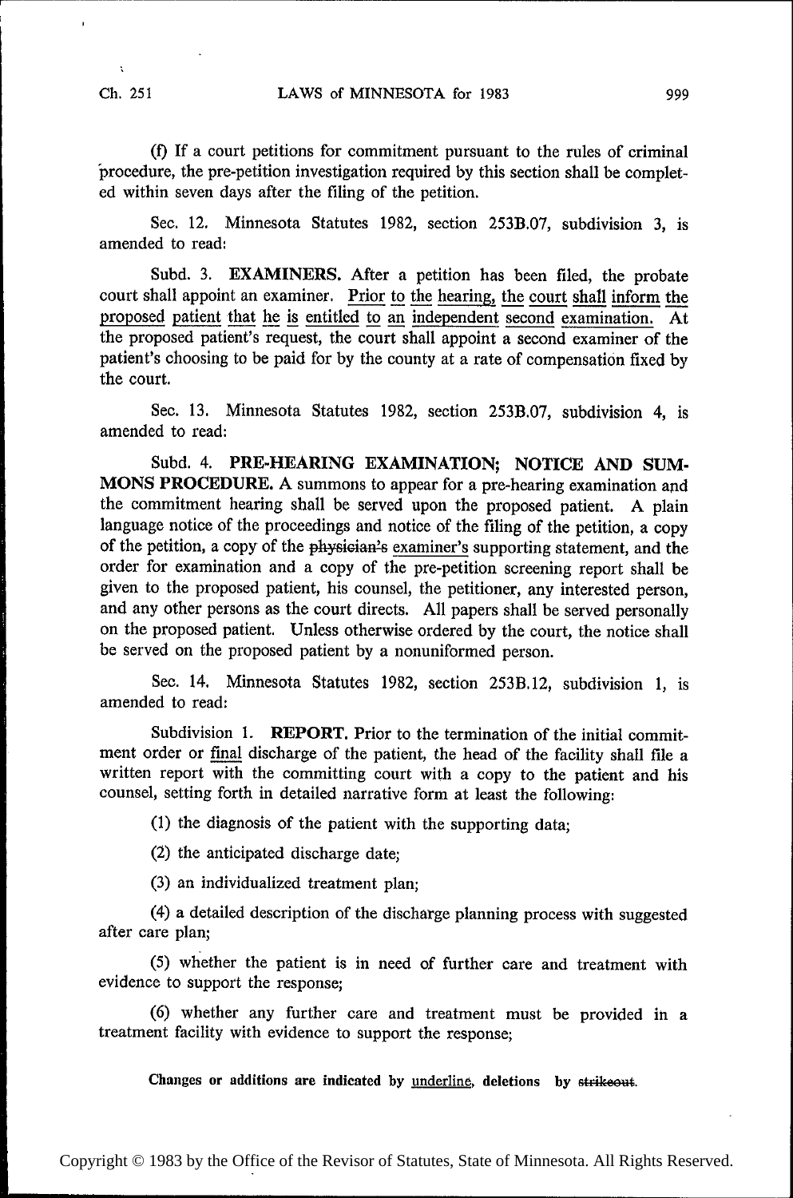(f) If a court petitions for commitment pursuant to the rules of criminal procedure, the pre-petition investigation required by this section shall be completed within seven days after the filing of the petition.

Sec. 12. Minnesota Statutes 1982, section 253B.07, subdivision 3, is amended to read:

Subd. 3. **EXAMINERS.** After a petition has been filed, the probate court shall appoint an examiner. <u>Prior to the hearing, the court shall inform the proposed patient that he is entitled to an independent second examination.</u> At the proposed patient's request, the court shall appoint a second examiner of the patient's choosing to be paid for by the county at a rate of compensation fixed by the court.

Sec. 13. Minnesota Statutes 1982, section 253B.07, subdivision 4, is amended to read:

Subd. 4. **PRE-HEARING EXAMINATION; NOTICE AND SUMMONS PROCEDURE.** A summons to appear for a pre-hearing examination and the commitment hearing shall be served upon the proposed patient. A plain language notice of the proceedings and notice of the filing of the petition, a copy of the petition, a copy of the ~~physician's~~ <u>examiner's</u> supporting statement, and the order for examination and a copy of the pre-petition screening report shall be given to the proposed patient, his counsel, the petitioner, any interested person, and any other persons as the court directs. All papers shall be served personally on the proposed patient. Unless otherwise ordered by the court, the notice shall be served on the proposed patient by a nonuniformed person.

Sec. 14. Minnesota Statutes 1982, section 253B.12, subdivision 1, is amended to read:

Subdivision 1. **REPORT.** Prior to the termination of the initial commitment order or <u>final</u> discharge of the patient, the head of the facility shall file a written report with the committing court with a copy to the patient and his counsel, setting forth in detailed narrative form at least the following:

(1) the diagnosis of the patient with the supporting data;

(2) the anticipated discharge date;

(3) an individualized treatment plan;

(4) a detailed description of the discharge planning process with suggested after care plan;

(5) whether the patient is in need of further care and treatment with evidence to support the response;

(6) whether any further care and treatment must be provided in a treatment facility with evidence to support the response;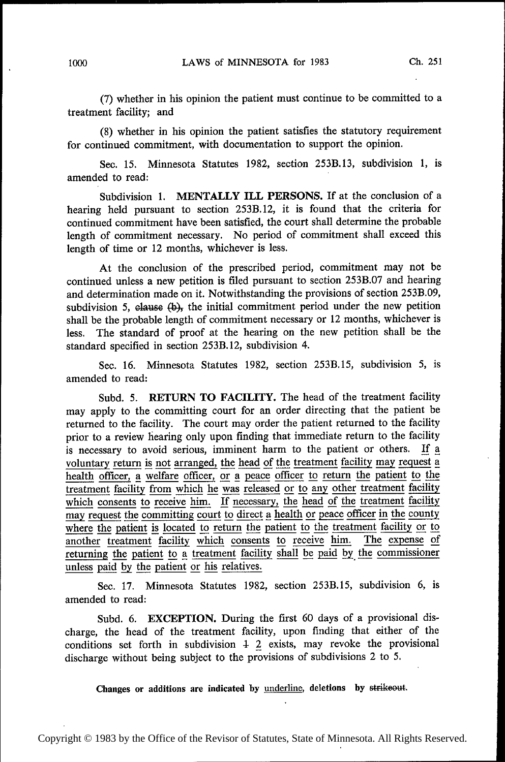(7) whether in his opinion the patient must continue to be committed to a treatment facility; and

(8) whether in his opinion the patient satisfies the statutory requirement for continued commitment, with documentation to support the opinion.

Sec. 15. Minnesota Statutes 1982, section 253B.13, subdivision 1, is amended to read:

Subdivision 1. **MENTALLY ILL PERSONS.** If at the conclusion of a hearing held pursuant to section 253B.12, it is found that the criteria for continued commitment have been satisfied, the court shall determine the probable length of commitment necessary. No period of commitment shall exceed this length of time or 12 months, whichever is less.

At the conclusion of the prescribed period, commitment may not be continued unless a new petition is filed pursuant to section 253B.07 and hearing and determination made on it. Notwithstanding the provisions of section 253B.09, subdivision 5, ~~clause (b),~~ the initial commitment period under the new petition shall be the probable length of commitment necessary or 12 months, whichever is less. The standard of proof at the hearing on the new petition shall be the standard specified in section 253B.12, subdivision 4.

Sec. 16. Minnesota Statutes 1982, section 253B.15, subdivision 5, is amended to read:

Subd. 5. **RETURN TO FACILITY.** The head of the treatment facility may apply to the committing court for an order directing that the patient be returned to the facility. The court may order the patient returned to the facility prior to a review hearing only upon finding that immediate return to the facility is necessary to avoid serious, imminent harm to the patient or others. <u>If a voluntary return is not arranged, the head of the treatment facility may request a health officer, a welfare officer, or a peace officer to return the patient to the treatment facility from which he was released or to any other treatment facility which consents to receive him. If necessary, the head of the treatment facility may request the committing court to direct a health or peace officer in the county where the patient is located to return the patient to the treatment facility or to another treatment facility which consents to receive him. The expense of returning the patient to a treatment facility shall be paid by the commissioner unless paid by the patient or his relatives.</u>

Sec. 17. Minnesota Statutes 1982, section 253B.15, subdivision 6, is amended to read:

Subd. 6. **EXCEPTION.** During the first 60 days of a provisional discharge, the head of the treatment facility, upon finding that either of the conditions set forth in subdivision ~~1~~ <u>2</u> exists, may revoke the provisional discharge without being subject to the provisions of subdivisions 2 to 5.

**Changes or additions are indicated by <u>underline</u>, deletions by ~~strikeout~~.**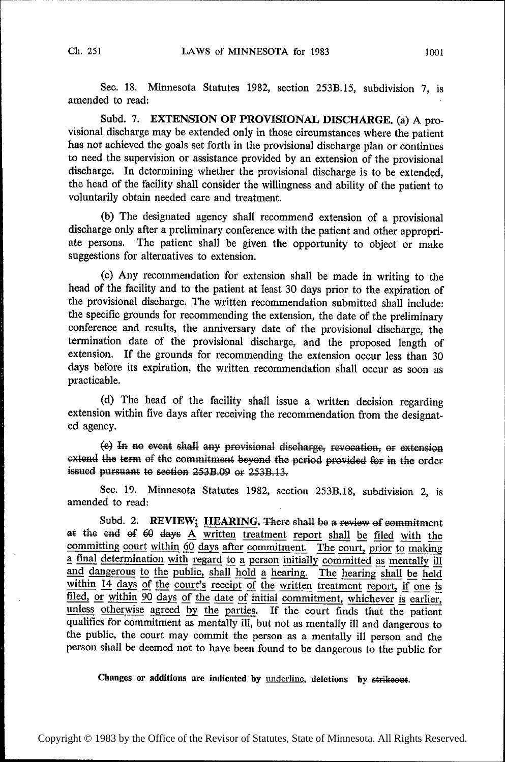Sec. 18. Minnesota Statutes 1982, section 253B.15, subdivision 7, is amended to read:

Subd. 7. **EXTENSION OF PROVISIONAL DISCHARGE.** (a) A provisional discharge may be extended only in those circumstances where the patient has not achieved the goals set forth in the provisional discharge plan or continues to need the supervision or assistance provided by an extension of the provisional discharge. In determining whether the provisional discharge is to be extended, the head of the facility shall consider the willingness and ability of the patient to voluntarily obtain needed care and treatment.

(b) The designated agency shall recommend extension of a provisional discharge only after a preliminary conference with the patient and other appropriate persons. The patient shall be given the opportunity to object or make suggestions for alternatives to extension.

(c) Any recommendation for extension shall be made in writing to the head of the facility and to the patient at least 30 days prior to the expiration of the provisional discharge. The written recommendation submitted shall include: the specific grounds for recommending the extension, the date of the preliminary conference and results, the anniversary date of the provisional discharge, the termination date of the provisional discharge, and the proposed length of extension. If the grounds for recommending the extension occur less than 30 days before its expiration, the written recommendation shall occur as soon as practicable.

(d) The head of the facility shall issue a written decision regarding extension within five days after receiving the recommendation from the designated agency.

~~(e) In no event shall any provisional discharge, revocation, or extension extend the term of the commitment beyond the period provided for in the order issued pursuant to section 253B.09 or 253B.13.~~

Sec. 19. Minnesota Statutes 1982, section 253B.18, subdivision 2, is amended to read:

Subd. 2. **REVIEW<u>; HEARING</u>.** ~~There shall be a review of commitment at the end of 60 days~~ <u>A written treatment report shall be filed with the committing court within 60 days after commitment. The court, prior to making a final determination with regard to a person initially committed as mentally ill and dangerous to the public, shall hold a hearing. The hearing shall be held within 14 days of the court's receipt of the written treatment report, if one is filed, or within 90 days of the date of initial commitment, whichever is earlier, unless otherwise agreed by the parties.</u> If the court finds that the patient qualifies for commitment as mentally ill, but not as mentally ill and dangerous to the public, the court may commit the person as a mentally ill person and the person shall be deemed not to have been found to be dangerous to the public for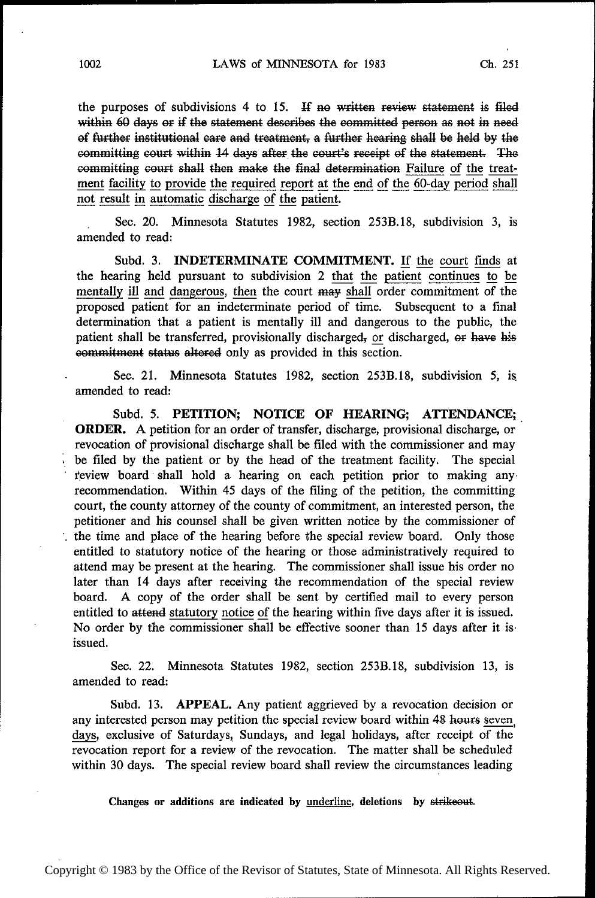the purposes of subdivisions 4 to 15. ~~If no written review statement is filed within 60 days or if the statement describes the committed person as not in need of further institutional care and treatment, a further hearing shall be held by the committing court within 14 days after the court's receipt of the statement. The committing court shall then make the final determination~~ <u>Failure of the treatment facility to provide the required report at the end of the 60-day period shall not result in automatic discharge of the patient.</u>

Sec. 20. Minnesota Statutes 1982, section 253B.18, subdivision 3, is amended to read:

Subd. 3. **INDETERMINATE COMMITMENT.** <u>If the court finds</u> at the hearing held pursuant to subdivision 2 <u>that the patient continues to be mentally ill and dangerous, then</u> the court ~~may~~ <u>shall</u> order commitment of the proposed patient for an indeterminate period of time. Subsequent to a final determination that a patient is mentally ill and dangerous to the public, the patient shall be transferred, provisionally discharged~~,~~ <u>or</u> discharged, ~~or have his commitment status altered~~ only as provided in this section.

Sec. 21. Minnesota Statutes 1982, section 253B.18, subdivision 5, is amended to read:

Subd. 5. **PETITION; NOTICE OF HEARING; ATTENDANCE; ORDER.** A petition for an order of transfer, discharge, provisional discharge, or revocation of provisional discharge shall be filed with the commissioner and may be filed by the patient or by the head of the treatment facility. The special review board shall hold a hearing on each petition prior to making any recommendation. Within 45 days of the filing of the petition, the committing court, the county attorney of the county of commitment, an interested person, the petitioner and his counsel shall be given written notice by the commissioner of the time and place of the hearing before the special review board. Only those entitled to statutory notice of the hearing or those administratively required to attend may be present at the hearing. The commissioner shall issue his order no later than 14 days after receiving the recommendation of the special review board. A copy of the order shall be sent by certified mail to every person entitled to ~~attend~~ <u>statutory notice of</u> the hearing within five days after it is issued. No order by the commissioner shall be effective sooner than 15 days after it is issued.

Sec. 22. Minnesota Statutes 1982, section 253B.18, subdivision 13, is amended to read:

Subd. 13. **APPEAL.** Any patient aggrieved by a revocation decision or any interested person may petition the special review board within ~~48 hours~~ <u>seven days</u>, exclusive of Saturdays, Sundays, and legal holidays, after receipt of the revocation report for a review of the revocation. The matter shall be scheduled within 30 days. The special review board shall review the circumstances leading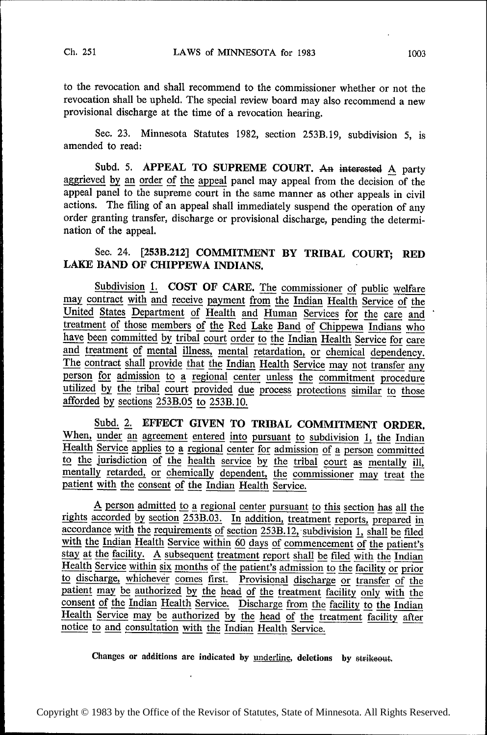to the revocation and shall recommend to the commissioner whether or not the revocation shall be upheld. The special review board may also recommend a new provisional discharge at the time of a revocation hearing.

Sec. 23. Minnesota Statutes 1982, section 253B.19, subdivision 5, is amended to read:

Subd. 5. **APPEAL TO SUPREME COURT.** ~~An interested~~ A party aggrieved by an order of the appeal panel may appeal from the decision of the appeal panel to the supreme court in the same manner as other appeals in civil actions. The filing of an appeal shall immediately suspend the operation of any order granting transfer, discharge or provisional discharge, pending the determination of the appeal.

Sec. 24. **[253B.212] COMMITMENT BY TRIBAL COURT; RED LAKE BAND OF CHIPPEWA INDIANS.**

Subdivision 1. **COST OF CARE.** The commissioner of public welfare may contract with and receive payment from the Indian Health Service of the United States Department of Health and Human Services for the care and treatment of those members of the Red Lake Band of Chippewa Indians who have been committed by tribal court order to the Indian Health Service for care and treatment of mental illness, mental retardation, or chemical dependency. The contract shall provide that the Indian Health Service may not transfer any person for admission to a regional center unless the commitment procedure utilized by the tribal court provided due process protections similar to those afforded by sections 253B.05 to 253B.10.

Subd. 2. **EFFECT GIVEN TO TRIBAL COMMITMENT ORDER.** When, under an agreement entered into pursuant to subdivision 1, the Indian Health Service applies to a regional center for admission of a person committed to the jurisdiction of the health service by the tribal court as mentally ill, mentally retarded, or chemically dependent, the commissioner may treat the patient with the consent of the Indian Health Service.

A person admitted to a regional center pursuant to this section has all the rights accorded by section 253B.03. In addition, treatment reports, prepared in accordance with the requirements of section 253B.12, subdivision 1, shall be filed with the Indian Health Service within 60 days of commencement of the patient's stay at the facility. A subsequent treatment report shall be filed with the Indian Health Service within six months of the patient's admission to the facility or prior to discharge, whichever comes first. Provisional discharge or transfer of the patient may be authorized by the head of the treatment facility only with the consent of the Indian Health Service. Discharge from the facility to the Indian Health Service may be authorized by the head of the treatment facility after notice to and consultation with the Indian Health Service.

Changes or additions are indicated by underline, deletions by ~~strikeout~~.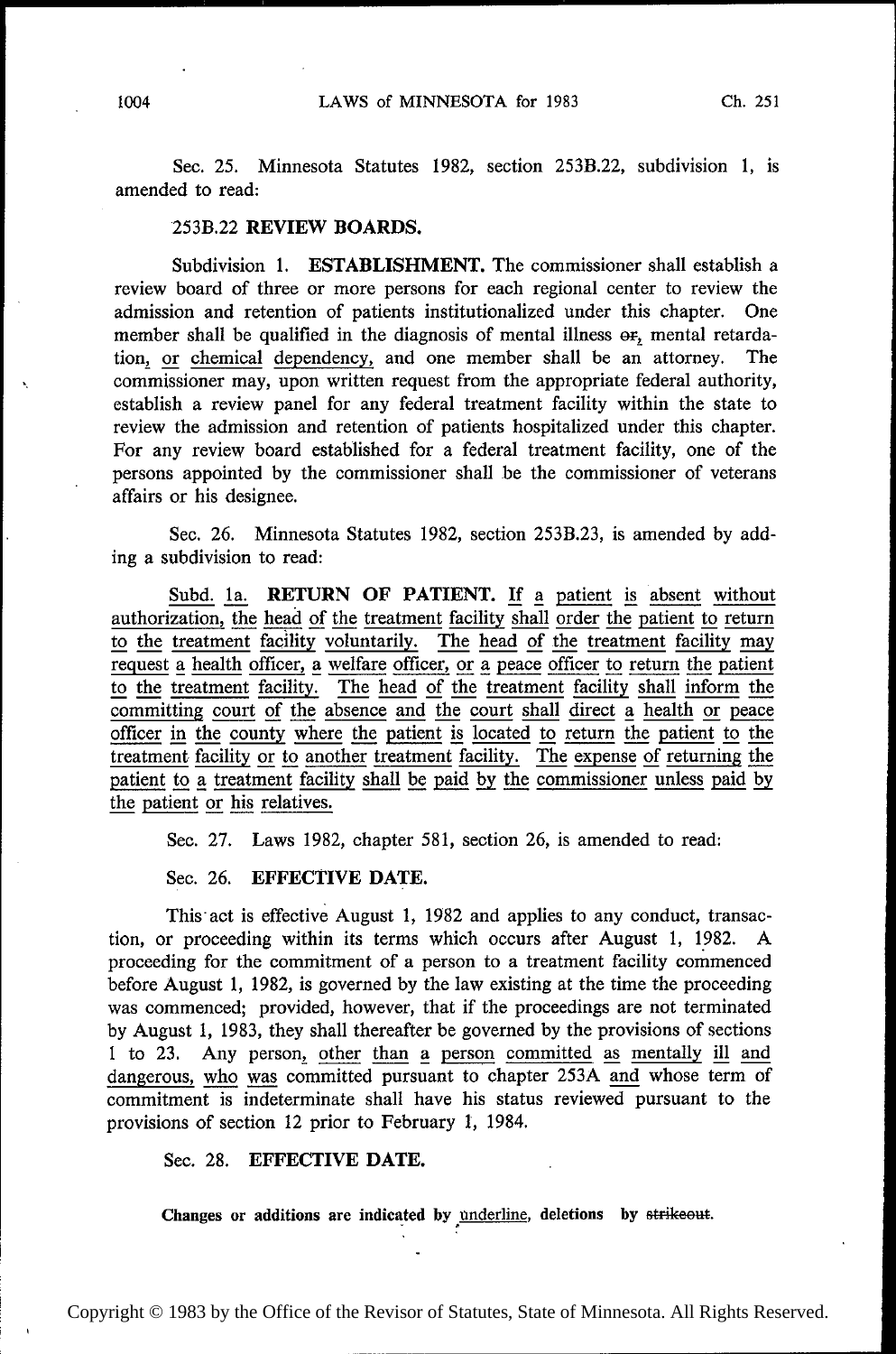Sec. 25. Minnesota Statutes 1982, section 253B.22, subdivision 1, is amended to read:

253B.22 **REVIEW BOARDS.**

Subdivision 1. **ESTABLISHMENT.** The commissioner shall establish a review board of three or more persons for each regional center to review the admission and retention of patients institutionalized under this chapter. One member shall be qualified in the diagnosis of mental illness ~~or~~, mental retardation, or chemical dependency, and one member shall be an attorney. The commissioner may, upon written request from the appropriate federal authority, establish a review panel for any federal treatment facility within the state to review the admission and retention of patients hospitalized under this chapter. For any review board established for a federal treatment facility, one of the persons appointed by the commissioner shall be the commissioner of veterans affairs or his designee.

Sec. 26. Minnesota Statutes 1982, section 253B.23, is amended by adding a subdivision to read:

Subd. 1a. **RETURN OF PATIENT.** If a patient is absent without authorization, the head of the treatment facility shall order the patient to return to the treatment facility voluntarily. The head of the treatment facility may request a health officer, a welfare officer, or a peace officer to return the patient to the treatment facility. The head of the treatment facility shall inform the committing court of the absence and the court shall direct a health or peace officer in the county where the patient is located to return the patient to the treatment facility or to another treatment facility. The expense of returning the patient to a treatment facility shall be paid by the commissioner unless paid by the patient or his relatives.

Sec. 27. Laws 1982, chapter 581, section 26, is amended to read:

Sec. 26. **EFFECTIVE DATE.**

This act is effective August 1, 1982 and applies to any conduct, transaction, or proceeding within its terms which occurs after August 1, 1982. A proceeding for the commitment of a person to a treatment facility commenced before August 1, 1982, is governed by the law existing at the time the proceeding was commenced; provided, however, that if the proceedings are not terminated by August 1, 1983, they shall thereafter be governed by the provisions of sections 1 to 23. Any person, other than a person committed as mentally ill and dangerous, who was committed pursuant to chapter 253A and whose term of commitment is indeterminate shall have his status reviewed pursuant to the provisions of section 12 prior to February 1, 1984.

Sec. 28. **EFFECTIVE DATE.**

**Changes or additions are indicated by underline, deletions by ~~strikeout~~.**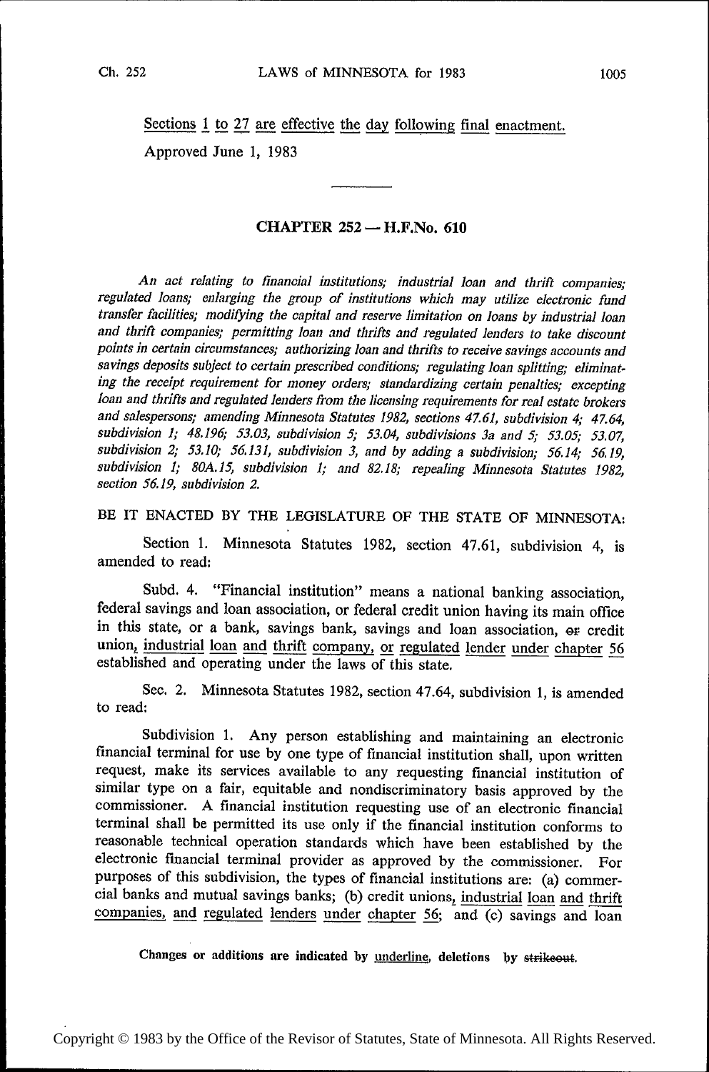Sections 1 to 27 are effective the day following final enactment.

Approved June 1, 1983

---

## CHAPTER 252 — H.F.No. 610

*An act relating to financial institutions; industrial loan and thrift companies; regulated loans; enlarging the group of institutions which may utilize electronic fund transfer facilities; modifying the capital and reserve limitation on loans by industrial loan and thrift companies; permitting loan and thrifts and regulated lenders to take discount points in certain circumstances; authorizing loan and thrifts to receive savings accounts and savings deposits subject to certain prescribed conditions; regulating loan splitting; eliminating the receipt requirement for money orders; standardizing certain penalties; excepting loan and thrifts and regulated lenders from the licensing requirements for real estate brokers and salespersons; amending Minnesota Statutes 1982, sections 47.61, subdivision 4; 47.64, subdivision 1; 48.196; 53.03, subdivision 5; 53.04, subdivisions 3a and 5; 53.05; 53.07, subdivision 2; 53.10; 56.131, subdivision 3, and by adding a subdivision; 56.14; 56.19, subdivision 1; 80A.15, subdivision 1; and 82.18; repealing Minnesota Statutes 1982, section 56.19, subdivision 2.*

BE IT ENACTED BY THE LEGISLATURE OF THE STATE OF MINNESOTA:

Section 1. Minnesota Statutes 1982, section 47.61, subdivision 4, is amended to read:

Subd. 4. "Financial institution" means a national banking association, federal savings and loan association, or federal credit union having its main office in this state, or a bank, savings bank, savings and loan association, ~~or~~ credit union, industrial loan and thrift company, or regulated lender under chapter 56 established and operating under the laws of this state.

Sec. 2. Minnesota Statutes 1982, section 47.64, subdivision 1, is amended to read:

Subdivision 1. Any person establishing and maintaining an electronic financial terminal for use by one type of financial institution shall, upon written request, make its services available to any requesting financial institution of similar type on a fair, equitable and nondiscriminatory basis approved by the commissioner. A financial institution requesting use of an electronic financial terminal shall be permitted its use only if the financial institution conforms to reasonable technical operation standards which have been established by the electronic financial terminal provider as approved by the commissioner. For purposes of this subdivision, the types of financial institutions are: (a) commercial banks and mutual savings banks; (b) credit unions, industrial loan and thrift companies, and regulated lenders under chapter 56; and (c) savings and loan

Changes or additions are indicated by underline, deletions by ~~strikeout~~.